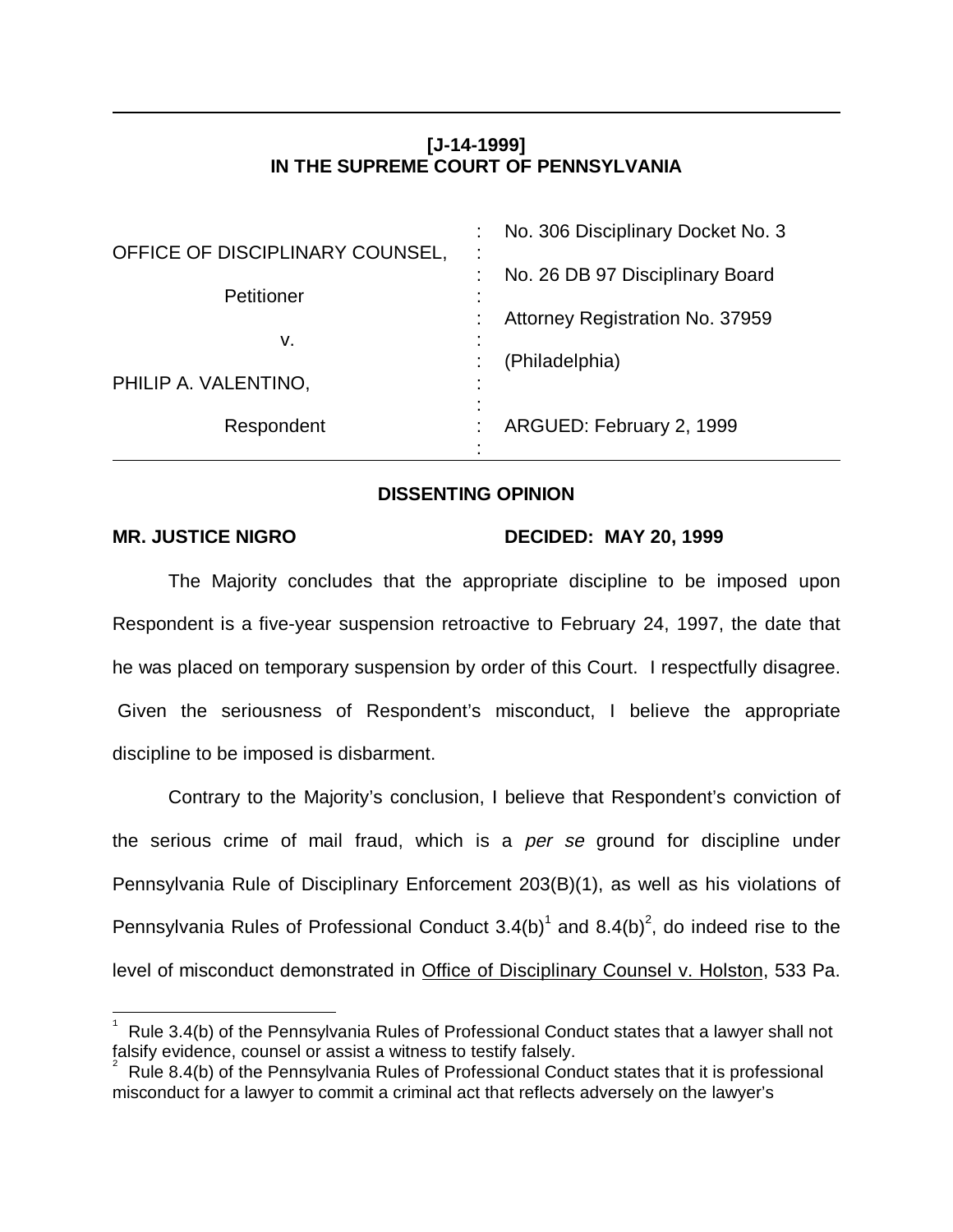**[J-14-1999]**
**IN THE SUPREME COURT OF PENNSYLVANIA**

| | | |
|---|---|---|
| OFFICE OF DISCIPLINARY COUNSEL, | : | No. 306 Disciplinary Docket No. 3 |
| Petitioner | : | No. 26 DB 97 Disciplinary Board |
| v. | : | Attorney Registration No. 37959 |
| PHILIP A. VALENTINO, | : | (Philadelphia) |
| Respondent | : | ARGUED: February 2, 1999 |

**DISSENTING OPINION**

**MR. JUSTICE NIGRO** **DECIDED: MAY 20, 1999**

The Majority concludes that the appropriate discipline to be imposed upon Respondent is a five-year suspension retroactive to February 24, 1997, the date that he was placed on temporary suspension by order of this Court. I respectfully disagree. Given the seriousness of Respondent's misconduct, I believe the appropriate discipline to be imposed is disbarment.

Contrary to the Majority's conclusion, I believe that Respondent's conviction of the serious crime of mail fraud, which is a *per se* ground for discipline under Pennsylvania Rule of Disciplinary Enforcement 203(B)(1), as well as his violations of Pennsylvania Rules of Professional Conduct 3.4(b)[1] and 8.4(b)[2], do indeed rise to the level of misconduct demonstrated in Office of Disciplinary Counsel v. Holston, 533 Pa.

---

[1] Rule 3.4(b) of the Pennsylvania Rules of Professional Conduct states that a lawyer shall not falsify evidence, counsel or assist a witness to testify falsely.

[2] Rule 8.4(b) of the Pennsylvania Rules of Professional Conduct states that it is professional misconduct for a lawyer to commit a criminal act that reflects adversely on the lawyer's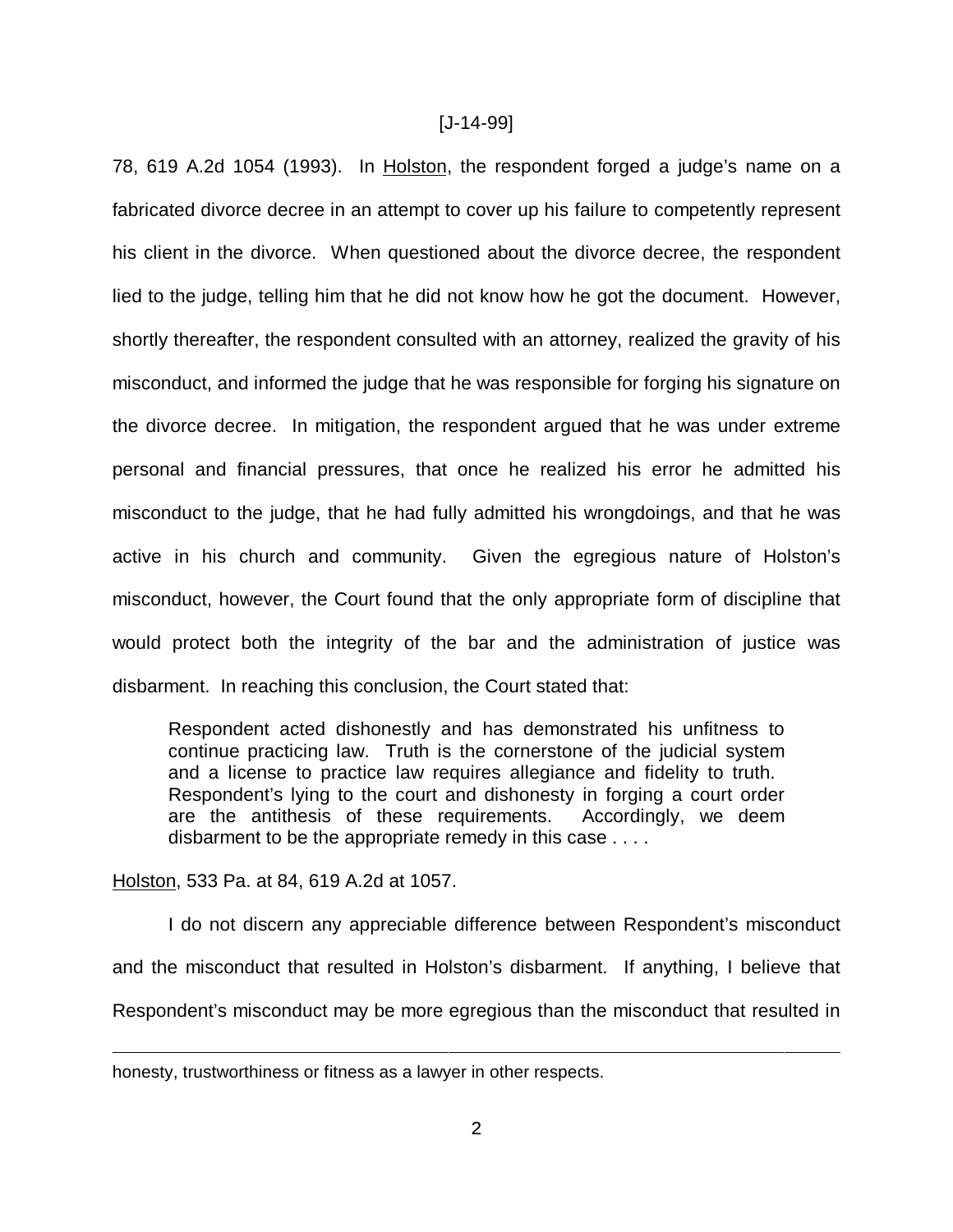78, 619 A.2d 1054 (1993). In Holston, the respondent forged a judge's name on a fabricated divorce decree in an attempt to cover up his failure to competently represent his client in the divorce. When questioned about the divorce decree, the respondent lied to the judge, telling him that he did not know how he got the document. However, shortly thereafter, the respondent consulted with an attorney, realized the gravity of his misconduct, and informed the judge that he was responsible for forging his signature on the divorce decree. In mitigation, the respondent argued that he was under extreme personal and financial pressures, that once he realized his error he admitted his misconduct to the judge, that he had fully admitted his wrongdoings, and that he was active in his church and community. Given the egregious nature of Holston's misconduct, however, the Court found that the only appropriate form of discipline that would protect both the integrity of the bar and the administration of justice was disbarment. In reaching this conclusion, the Court stated that:

> Respondent acted dishonestly and has demonstrated his unfitness to continue practicing law. Truth is the cornerstone of the judicial system and a license to practice law requires allegiance and fidelity to truth. Respondent's lying to the court and dishonesty in forging a court order are the antithesis of these requirements. Accordingly, we deem disbarment to be the appropriate remedy in this case . . . .

Holston, 533 Pa. at 84, 619 A.2d at 1057.

I do not discern any appreciable difference between Respondent's misconduct and the misconduct that resulted in Holston's disbarment. If anything, I believe that Respondent's misconduct may be more egregious than the misconduct that resulted in

---

honesty, trustworthiness or fitness as a lawyer in other respects.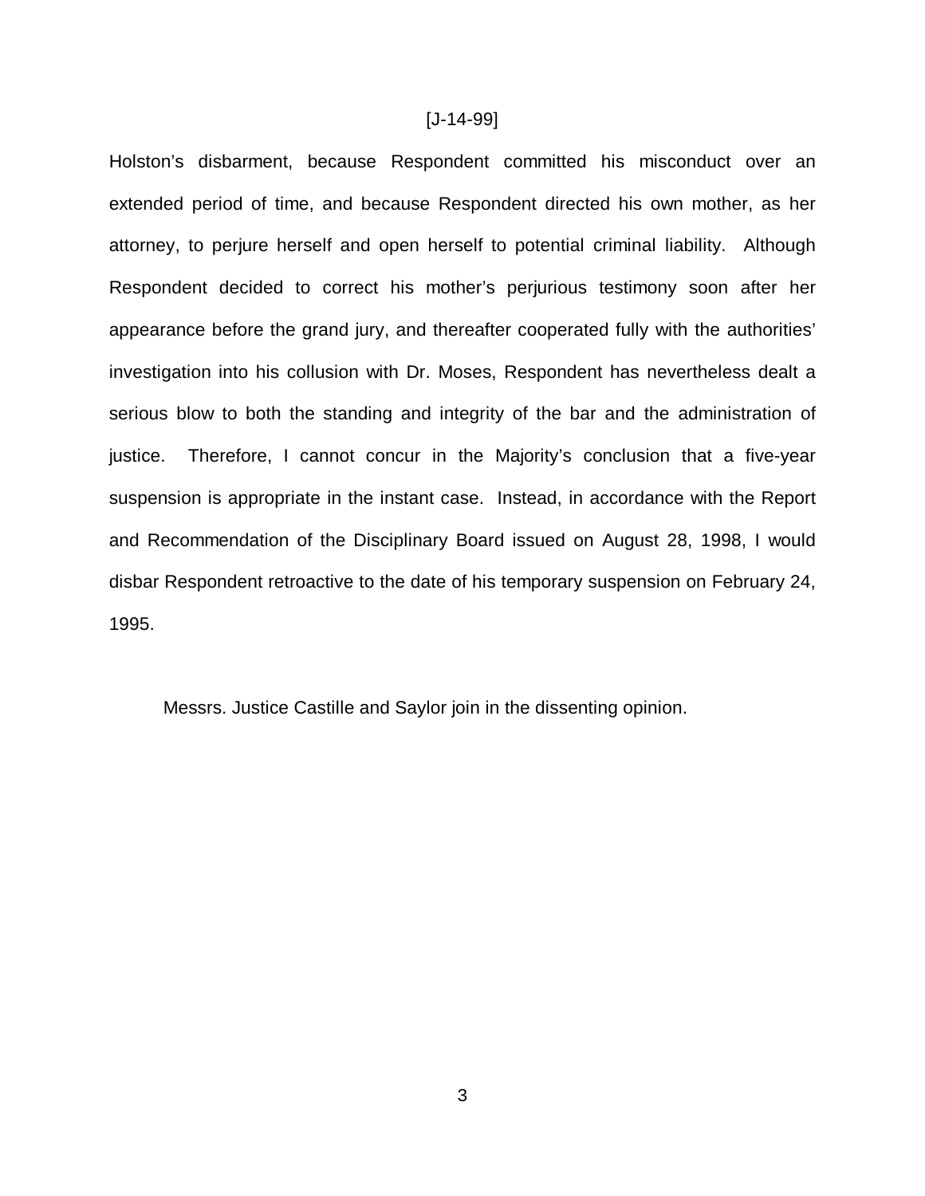Holston's disbarment, because Respondent committed his misconduct over an extended period of time, and because Respondent directed his own mother, as her attorney, to perjure herself and open herself to potential criminal liability. Although Respondent decided to correct his mother's perjurious testimony soon after her appearance before the grand jury, and thereafter cooperated fully with the authorities' investigation into his collusion with Dr. Moses, Respondent has nevertheless dealt a serious blow to both the standing and integrity of the bar and the administration of justice. Therefore, I cannot concur in the Majority's conclusion that a five-year suspension is appropriate in the instant case. Instead, in accordance with the Report and Recommendation of the Disciplinary Board issued on August 28, 1998, I would disbar Respondent retroactive to the date of his temporary suspension on February 24, 1995.

Messrs. Justice Castille and Saylor join in the dissenting opinion.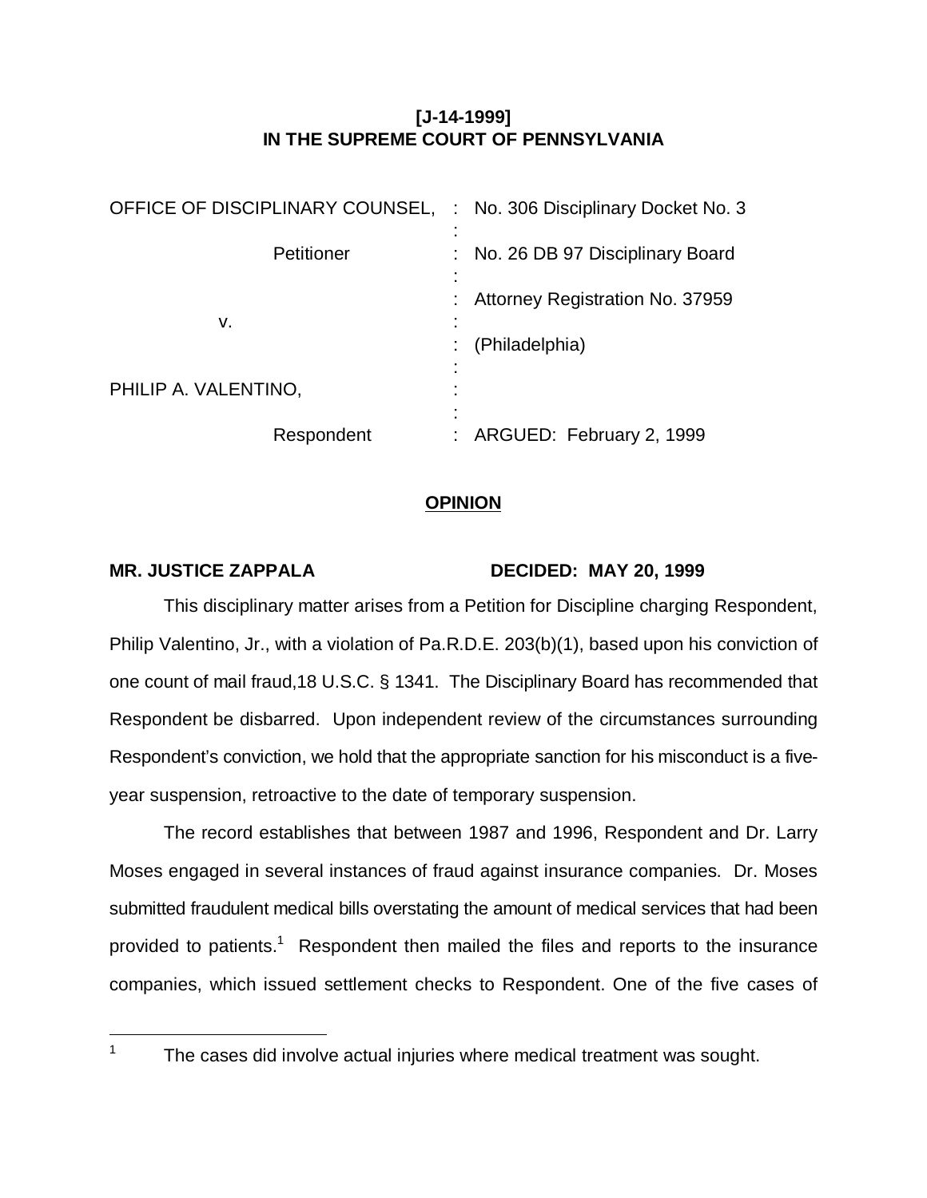**[J-14-1999]**
**IN THE SUPREME COURT OF PENNSYLVANIA**

| | | |
|---|---|---|
| OFFICE OF DISCIPLINARY COUNSEL, | : | No. 306 Disciplinary Docket No. 3 |
| Petitioner | : | No. 26 DB 97 Disciplinary Board |
| | : | Attorney Registration No. 37959 |
| v. | : | (Philadelphia) |
| PHILIP A. VALENTINO, | : | |
| Respondent | : | ARGUED: February 2, 1999 |

**OPINION**

**MR. JUSTICE ZAPPALA** **DECIDED: MAY 20, 1999**

This disciplinary matter arises from a Petition for Discipline charging Respondent, Philip Valentino, Jr., with a violation of Pa.R.D.E. 203(b)(1), based upon his conviction of one count of mail fraud,18 U.S.C. § 1341. The Disciplinary Board has recommended that Respondent be disbarred. Upon independent review of the circumstances surrounding Respondent's conviction, we hold that the appropriate sanction for his misconduct is a five-year suspension, retroactive to the date of temporary suspension.

The record establishes that between 1987 and 1996, Respondent and Dr. Larry Moses engaged in several instances of fraud against insurance companies. Dr. Moses submitted fraudulent medical bills overstating the amount of medical services that had been provided to patients.[1] Respondent then mailed the files and reports to the insurance companies, which issued settlement checks to Respondent. One of the five cases of

[1] The cases did involve actual injuries where medical treatment was sought.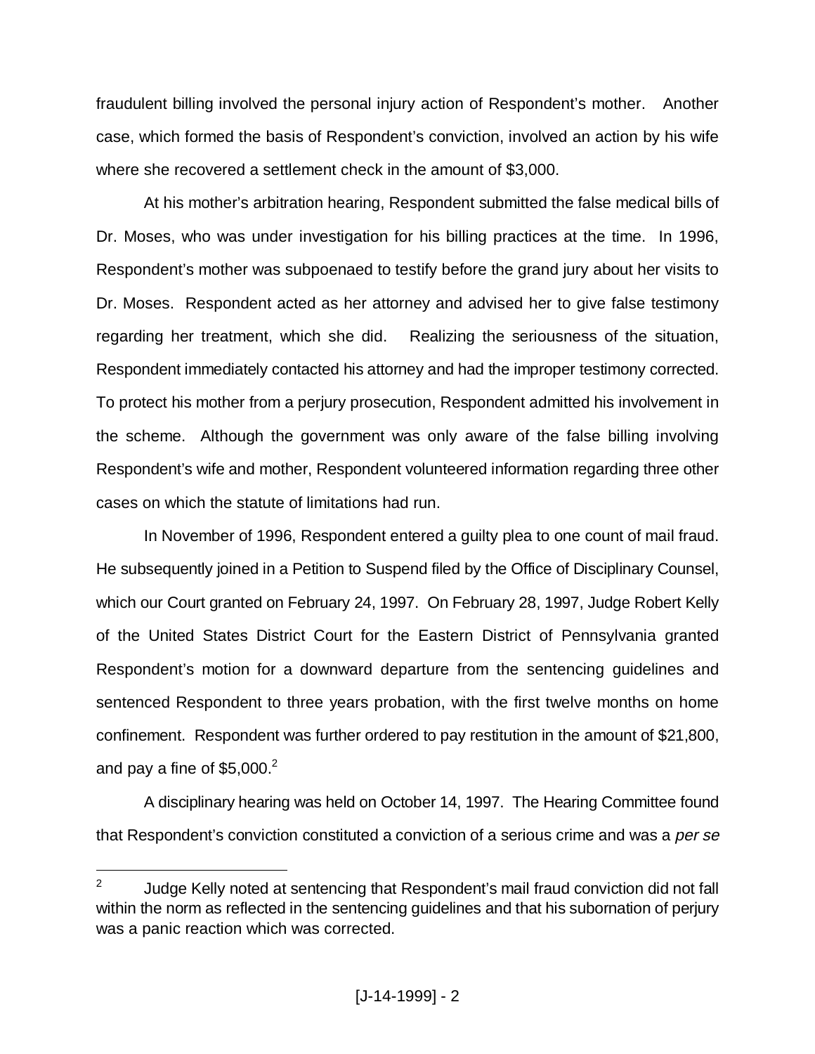fraudulent billing involved the personal injury action of Respondent's mother. Another case, which formed the basis of Respondent's conviction, involved an action by his wife where she recovered a settlement check in the amount of $3,000.

At his mother's arbitration hearing, Respondent submitted the false medical bills of Dr. Moses, who was under investigation for his billing practices at the time. In 1996, Respondent's mother was subpoenaed to testify before the grand jury about her visits to Dr. Moses. Respondent acted as her attorney and advised her to give false testimony regarding her treatment, which she did. Realizing the seriousness of the situation, Respondent immediately contacted his attorney and had the improper testimony corrected. To protect his mother from a perjury prosecution, Respondent admitted his involvement in the scheme. Although the government was only aware of the false billing involving Respondent's wife and mother, Respondent volunteered information regarding three other cases on which the statute of limitations had run.

In November of 1996, Respondent entered a guilty plea to one count of mail fraud. He subsequently joined in a Petition to Suspend filed by the Office of Disciplinary Counsel, which our Court granted on February 24, 1997. On February 28, 1997, Judge Robert Kelly of the United States District Court for the Eastern District of Pennsylvania granted Respondent's motion for a downward departure from the sentencing guidelines and sentenced Respondent to three years probation, with the first twelve months on home confinement. Respondent was further ordered to pay restitution in the amount of $21,800, and pay a fine of $5,000.[2]

A disciplinary hearing was held on October 14, 1997. The Hearing Committee found that Respondent's conviction constituted a conviction of a serious crime and was a *per se*

---

[2] Judge Kelly noted at sentencing that Respondent's mail fraud conviction did not fall within the norm as reflected in the sentencing guidelines and that his subornation of perjury was a panic reaction which was corrected.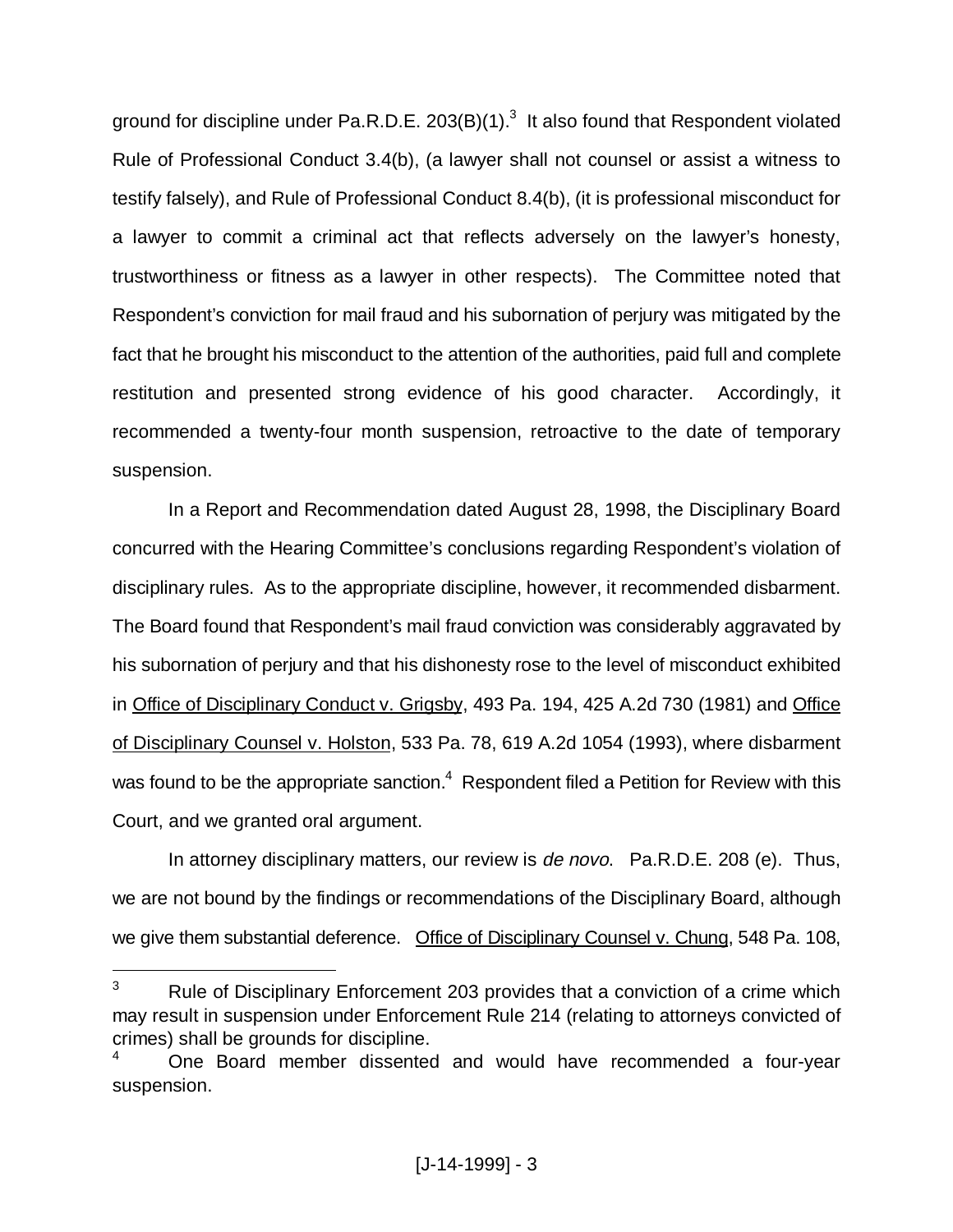ground for discipline under Pa.R.D.E. 203(B)(1).[3] It also found that Respondent violated Rule of Professional Conduct 3.4(b), (a lawyer shall not counsel or assist a witness to testify falsely), and Rule of Professional Conduct 8.4(b), (it is professional misconduct for a lawyer to commit a criminal act that reflects adversely on the lawyer's honesty, trustworthiness or fitness as a lawyer in other respects). The Committee noted that Respondent's conviction for mail fraud and his subornation of perjury was mitigated by the fact that he brought his misconduct to the attention of the authorities, paid full and complete restitution and presented strong evidence of his good character. Accordingly, it recommended a twenty-four month suspension, retroactive to the date of temporary suspension.

In a Report and Recommendation dated August 28, 1998, the Disciplinary Board concurred with the Hearing Committee's conclusions regarding Respondent's violation of disciplinary rules. As to the appropriate discipline, however, it recommended disbarment. The Board found that Respondent's mail fraud conviction was considerably aggravated by his subornation of perjury and that his dishonesty rose to the level of misconduct exhibited in Office of Disciplinary Conduct v. Grigsby, 493 Pa. 194, 425 A.2d 730 (1981) and Office of Disciplinary Counsel v. Holston, 533 Pa. 78, 619 A.2d 1054 (1993), where disbarment was found to be the appropriate sanction.[4] Respondent filed a Petition for Review with this Court, and we granted oral argument.

In attorney disciplinary matters, our review is *de novo*. Pa.R.D.E. 208 (e). Thus, we are not bound by the findings or recommendations of the Disciplinary Board, although we give them substantial deference. Office of Disciplinary Counsel v. Chung, 548 Pa. 108,

---

[3] Rule of Disciplinary Enforcement 203 provides that a conviction of a crime which may result in suspension under Enforcement Rule 214 (relating to attorneys convicted of crimes) shall be grounds for discipline.

[4] One Board member dissented and would have recommended a four-year suspension.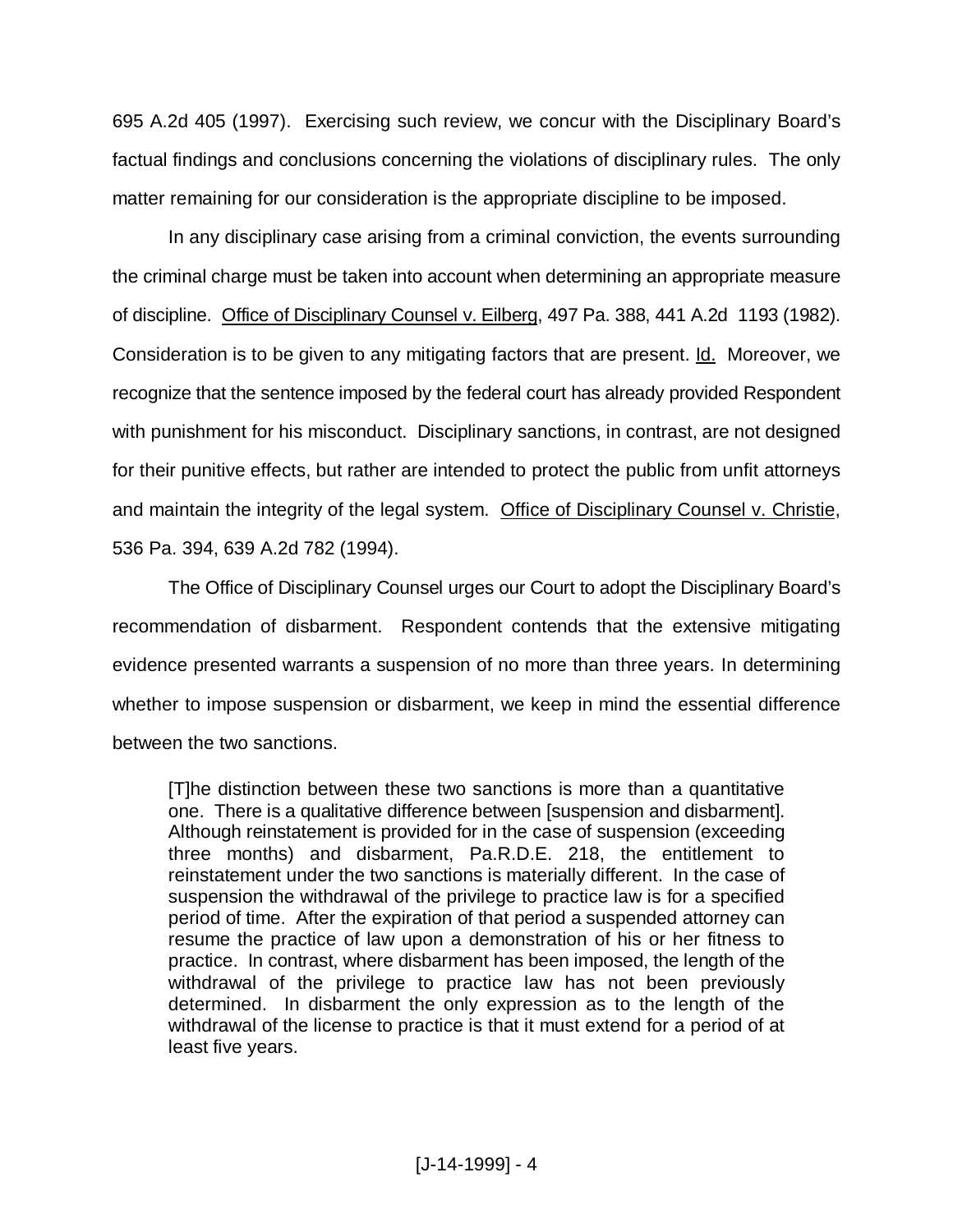695 A.2d 405 (1997). Exercising such review, we concur with the Disciplinary Board's factual findings and conclusions concerning the violations of disciplinary rules. The only matter remaining for our consideration is the appropriate discipline to be imposed.

In any disciplinary case arising from a criminal conviction, the events surrounding the criminal charge must be taken into account when determining an appropriate measure of discipline. Office of Disciplinary Counsel v. Eilberg, 497 Pa. 388, 441 A.2d 1193 (1982). Consideration is to be given to any mitigating factors that are present. Id. Moreover, we recognize that the sentence imposed by the federal court has already provided Respondent with punishment for his misconduct. Disciplinary sanctions, in contrast, are not designed for their punitive effects, but rather are intended to protect the public from unfit attorneys and maintain the integrity of the legal system. Office of Disciplinary Counsel v. Christie, 536 Pa. 394, 639 A.2d 782 (1994).

The Office of Disciplinary Counsel urges our Court to adopt the Disciplinary Board's recommendation of disbarment. Respondent contends that the extensive mitigating evidence presented warrants a suspension of no more than three years. In determining whether to impose suspension or disbarment, we keep in mind the essential difference between the two sanctions.

> [T]he distinction between these two sanctions is more than a quantitative one. There is a qualitative difference between [suspension and disbarment]. Although reinstatement is provided for in the case of suspension (exceeding three months) and disbarment, Pa.R.D.E. 218, the entitlement to reinstatement under the two sanctions is materially different. In the case of suspension the withdrawal of the privilege to practice law is for a specified period of time. After the expiration of that period a suspended attorney can resume the practice of law upon a demonstration of his or her fitness to practice. In contrast, where disbarment has been imposed, the length of the withdrawal of the privilege to practice law has not been previously determined. In disbarment the only expression as to the length of the withdrawal of the license to practice is that it must extend for a period of at least five years.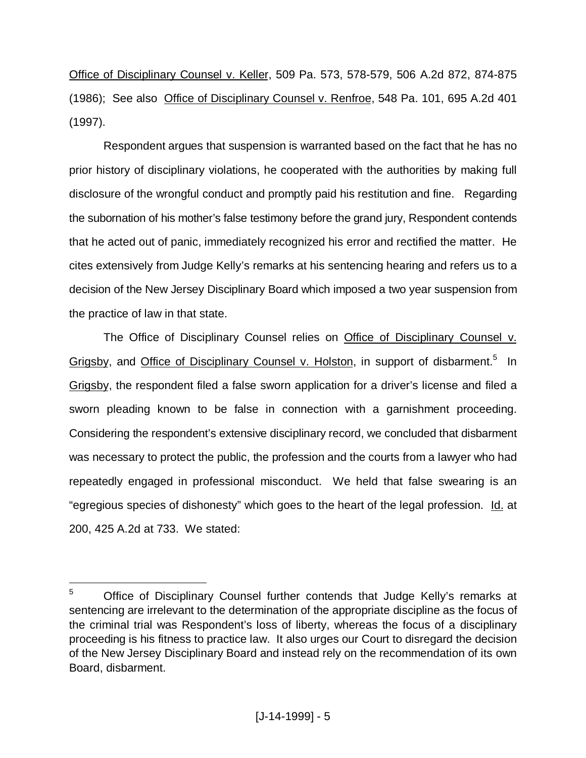Office of Disciplinary Counsel v. Keller, 509 Pa. 573, 578-579, 506 A.2d 872, 874-875 (1986); See also Office of Disciplinary Counsel v. Renfroe, 548 Pa. 101, 695 A.2d 401 (1997).

Respondent argues that suspension is warranted based on the fact that he has no prior history of disciplinary violations, he cooperated with the authorities by making full disclosure of the wrongful conduct and promptly paid his restitution and fine. Regarding the subornation of his mother's false testimony before the grand jury, Respondent contends that he acted out of panic, immediately recognized his error and rectified the matter. He cites extensively from Judge Kelly's remarks at his sentencing hearing and refers us to a decision of the New Jersey Disciplinary Board which imposed a two year suspension from the practice of law in that state.

The Office of Disciplinary Counsel relies on Office of Disciplinary Counsel v. Grigsby, and Office of Disciplinary Counsel v. Holston, in support of disbarment.[5] In Grigsby, the respondent filed a false sworn application for a driver's license and filed a sworn pleading known to be false in connection with a garnishment proceeding. Considering the respondent's extensive disciplinary record, we concluded that disbarment was necessary to protect the public, the profession and the courts from a lawyer who had repeatedly engaged in professional misconduct. We held that false swearing is an "egregious species of dishonesty" which goes to the heart of the legal profession. Id. at 200, 425 A.2d at 733. We stated:

---

[5] Office of Disciplinary Counsel further contends that Judge Kelly's remarks at sentencing are irrelevant to the determination of the appropriate discipline as the focus of the criminal trial was Respondent's loss of liberty, whereas the focus of a disciplinary proceeding is his fitness to practice law. It also urges our Court to disregard the decision of the New Jersey Disciplinary Board and instead rely on the recommendation of its own Board, disbarment.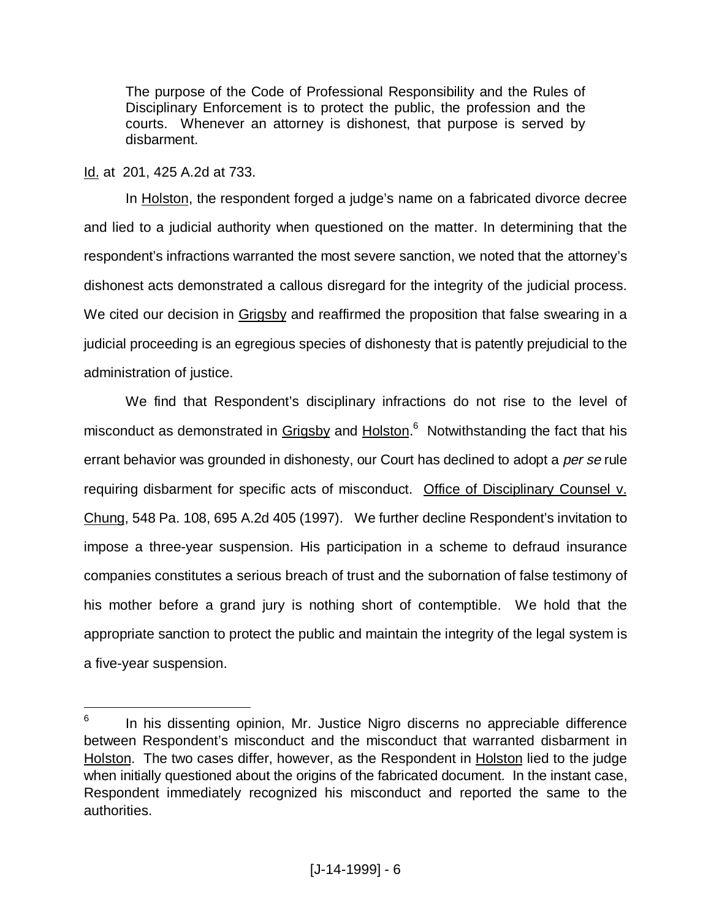> The purpose of the Code of Professional Responsibility and the Rules of Disciplinary Enforcement is to protect the public, the profession and the courts. Whenever an attorney is dishonest, that purpose is served by disbarment.

Id. at 201, 425 A.2d at 733.

In Holston, the respondent forged a judge's name on a fabricated divorce decree and lied to a judicial authority when questioned on the matter. In determining that the respondent's infractions warranted the most severe sanction, we noted that the attorney's dishonest acts demonstrated a callous disregard for the integrity of the judicial process. We cited our decision in Grigsby and reaffirmed the proposition that false swearing in a judicial proceeding is an egregious species of dishonesty that is patently prejudicial to the administration of justice.

We find that Respondent's disciplinary infractions do not rise to the level of misconduct as demonstrated in Grigsby and Holston.[6] Notwithstanding the fact that his errant behavior was grounded in dishonesty, our Court has declined to adopt a *per se* rule requiring disbarment for specific acts of misconduct. Office of Disciplinary Counsel v. Chung, 548 Pa. 108, 695 A.2d 405 (1997). We further decline Respondent's invitation to impose a three-year suspension. His participation in a scheme to defraud insurance companies constitutes a serious breach of trust and the subornation of false testimony of his mother before a grand jury is nothing short of contemptible. We hold that the appropriate sanction to protect the public and maintain the integrity of the legal system is a five-year suspension.

---

[6] In his dissenting opinion, Mr. Justice Nigro discerns no appreciable difference between Respondent's misconduct and the misconduct that warranted disbarment in Holston. The two cases differ, however, as the Respondent in Holston lied to the judge when initially questioned about the origins of the fabricated document. In the instant case, Respondent immediately recognized his misconduct and reported the same to the authorities.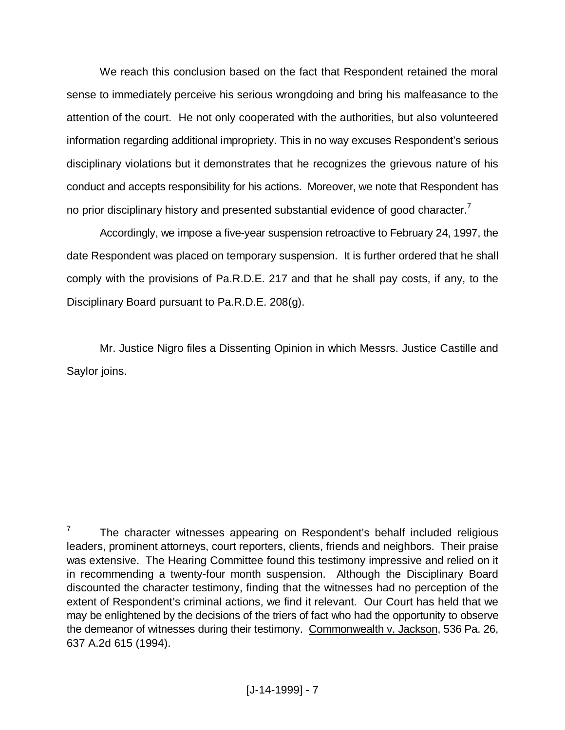We reach this conclusion based on the fact that Respondent retained the moral sense to immediately perceive his serious wrongdoing and bring his malfeasance to the attention of the court. He not only cooperated with the authorities, but also volunteered information regarding additional impropriety. This in no way excuses Respondent's serious disciplinary violations but it demonstrates that he recognizes the grievous nature of his conduct and accepts responsibility for his actions. Moreover, we note that Respondent has no prior disciplinary history and presented substantial evidence of good character.[7]

Accordingly, we impose a five-year suspension retroactive to February 24, 1997, the date Respondent was placed on temporary suspension. It is further ordered that he shall comply with the provisions of Pa.R.D.E. 217 and that he shall pay costs, if any, to the Disciplinary Board pursuant to Pa.R.D.E. 208(g).

Mr. Justice Nigro files a Dissenting Opinion in which Messrs. Justice Castille and Saylor joins.

---

[7] The character witnesses appearing on Respondent's behalf included religious leaders, prominent attorneys, court reporters, clients, friends and neighbors. Their praise was extensive. The Hearing Committee found this testimony impressive and relied on it in recommending a twenty-four month suspension. Although the Disciplinary Board discounted the character testimony, finding that the witnesses had no perception of the extent of Respondent's criminal actions, we find it relevant. Our Court has held that we may be enlightened by the decisions of the triers of fact who had the opportunity to observe the demeanor of witnesses during their testimony. Commonwealth v. Jackson, 536 Pa. 26, 637 A.2d 615 (1994).